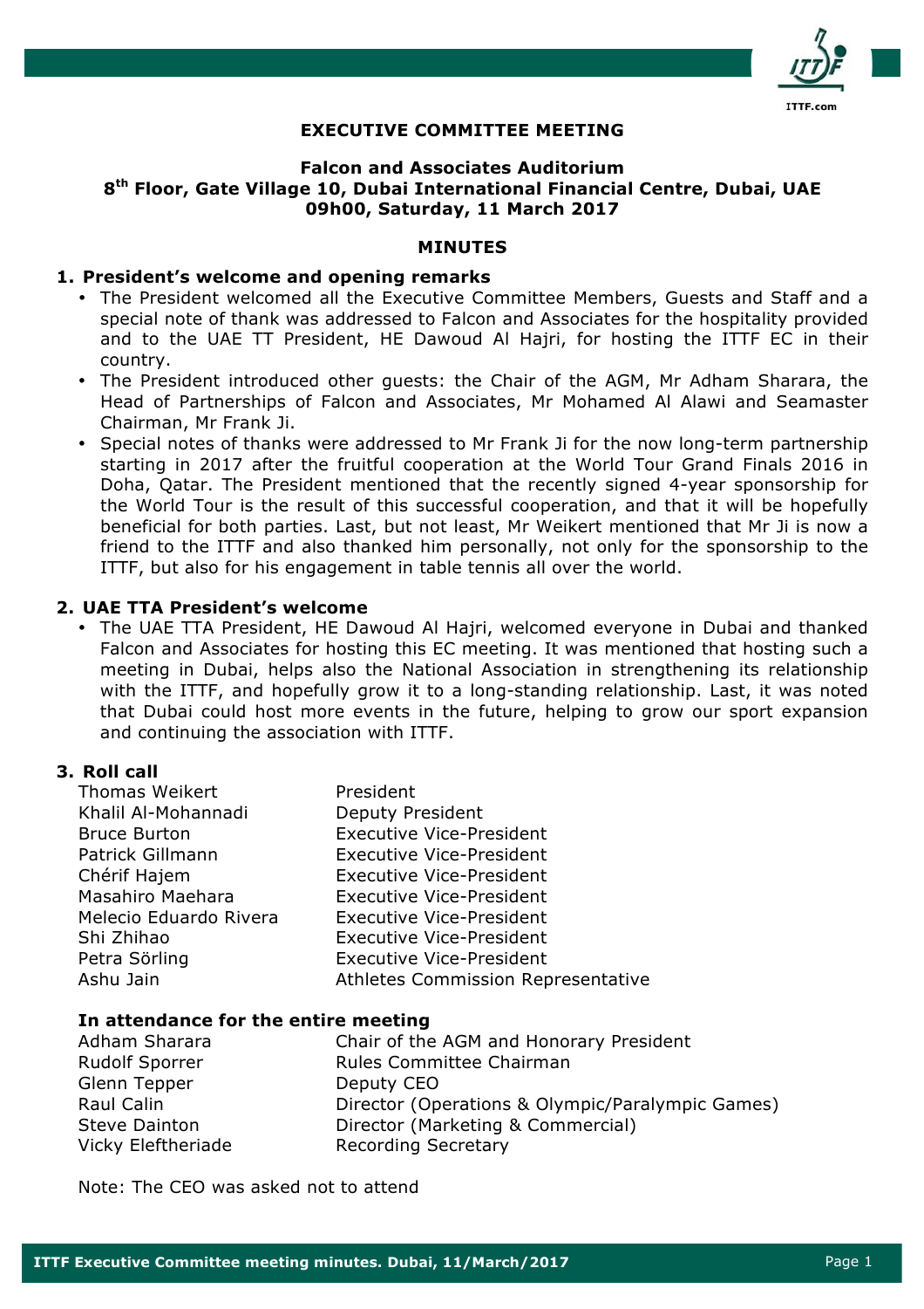**EXECUTIVE COMMITTEE MEETING**

**Falcon and Associates Auditorium**
**8th Floor, Gate Village 10, Dubai International Financial Centre, Dubai, UAE**
**09h00, Saturday, 11 March 2017**

**MINUTES**

## 1. President's welcome and opening remarks

- The President welcomed all the Executive Committee Members, Guests and Staff and a special note of thank was addressed to Falcon and Associates for the hospitality provided and to the UAE TT President, HE Dawoud Al Hajri, for hosting the ITTF EC in their country.
- The President introduced other guests: the Chair of the AGM, Mr Adham Sharara, the Head of Partnerships of Falcon and Associates, Mr Mohamed Al Alawi and Seamaster Chairman, Mr Frank Ji.
- Special notes of thanks were addressed to Mr Frank Ji for the now long-term partnership starting in 2017 after the fruitful cooperation at the World Tour Grand Finals 2016 in Doha, Qatar. The President mentioned that the recently signed 4-year sponsorship for the World Tour is the result of this successful cooperation, and that it will be hopefully beneficial for both parties. Last, but not least, Mr Weikert mentioned that Mr Ji is now a friend to the ITTF and also thanked him personally, not only for the sponsorship to the ITTF, but also for his engagement in table tennis all over the world.

## 2. UAE TTA President's welcome

- The UAE TTA President, HE Dawoud Al Hajri, welcomed everyone in Dubai and thanked Falcon and Associates for hosting this EC meeting. It was mentioned that hosting such a meeting in Dubai, helps also the National Association in strengthening its relationship with the ITTF, and hopefully grow it to a long-standing relationship. Last, it was noted that Dubai could host more events in the future, helping to grow our sport expansion and continuing the association with ITTF.

## 3. Roll call

| | |
|---|---|
| Thomas Weikert | President |
| Khalil Al-Mohannadi | Deputy President |
| Bruce Burton | Executive Vice-President |
| Patrick Gillmann | Executive Vice-President |
| Chérif Hajem | Executive Vice-President |
| Masahiro Maehara | Executive Vice-President |
| Melecio Eduardo Rivera | Executive Vice-President |
| Shi Zhihao | Executive Vice-President |
| Petra Sörling | Executive Vice-President |
| Ashu Jain | Athletes Commission Representative |

**In attendance for the entire meeting**

| | |
|---|---|
| Adham Sharara | Chair of the AGM and Honorary President |
| Rudolf Sporrer | Rules Committee Chairman |
| Glenn Tepper | Deputy CEO |
| Raul Calin | Director (Operations & Olympic/Paralympic Games) |
| Steve Dainton | Director (Marketing & Commercial) |
| Vicky Eleftheriade | Recording Secretary |

Note: The CEO was asked not to attend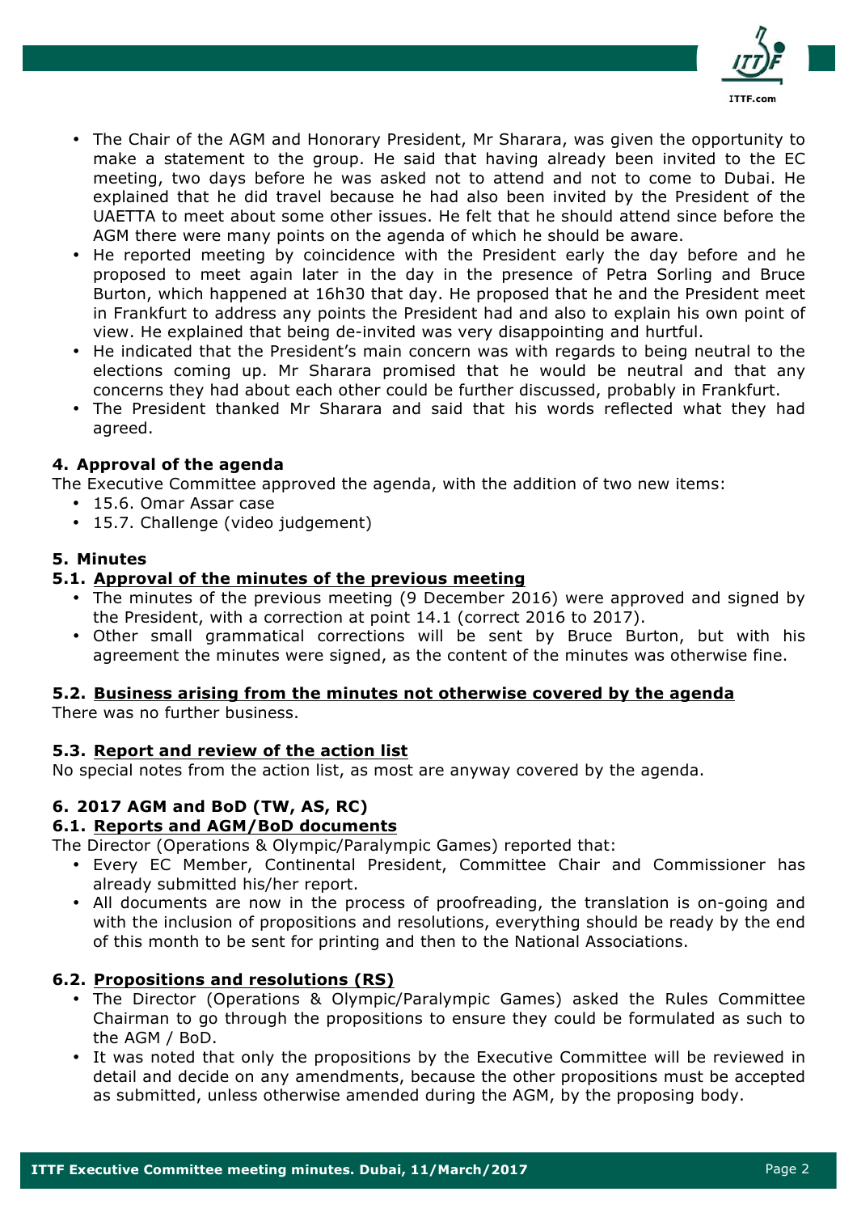- The Chair of the AGM and Honorary President, Mr Sharara, was given the opportunity to make a statement to the group. He said that having already been invited to the EC meeting, two days before he was asked not to attend and not to come to Dubai. He explained that he did travel because he had also been invited by the President of the UAETTA to meet about some other issues. He felt that he should attend since before the AGM there were many points on the agenda of which he should be aware.
- He reported meeting by coincidence with the President early the day before and he proposed to meet again later in the day in the presence of Petra Sorling and Bruce Burton, which happened at 16h30 that day. He proposed that he and the President meet in Frankfurt to address any points the President had and also to explain his own point of view. He explained that being de-invited was very disappointing and hurtful.
- He indicated that the President's main concern was with regards to being neutral to the elections coming up. Mr Sharara promised that he would be neutral and that any concerns they had about each other could be further discussed, probably in Frankfurt.
- The President thanked Mr Sharara and said that his words reflected what they had agreed.

## 4. Approval of the agenda

The Executive Committee approved the agenda, with the addition of two new items:

- 15.6. Omar Assar case
- 15.7. Challenge (video judgement)

## 5. Minutes

### 5.1. Approval of the minutes of the previous meeting

- The minutes of the previous meeting (9 December 2016) were approved and signed by the President, with a correction at point 14.1 (correct 2016 to 2017).
- Other small grammatical corrections will be sent by Bruce Burton, but with his agreement the minutes were signed, as the content of the minutes was otherwise fine.

### 5.2. Business arising from the minutes not otherwise covered by the agenda

There was no further business.

### 5.3. Report and review of the action list

No special notes from the action list, as most are anyway covered by the agenda.

## 6. 2017 AGM and BoD (TW, AS, RC)

### 6.1. Reports and AGM/BoD documents

The Director (Operations & Olympic/Paralympic Games) reported that:

- Every EC Member, Continental President, Committee Chair and Commissioner has already submitted his/her report.
- All documents are now in the process of proofreading, the translation is on-going and with the inclusion of propositions and resolutions, everything should be ready by the end of this month to be sent for printing and then to the National Associations.

### 6.2. Propositions and resolutions (RS)

- The Director (Operations & Olympic/Paralympic Games) asked the Rules Committee Chairman to go through the propositions to ensure they could be formulated as such to the AGM / BoD.
- It was noted that only the propositions by the Executive Committee will be reviewed in detail and decide on any amendments, because the other propositions must be accepted as submitted, unless otherwise amended during the AGM, by the proposing body.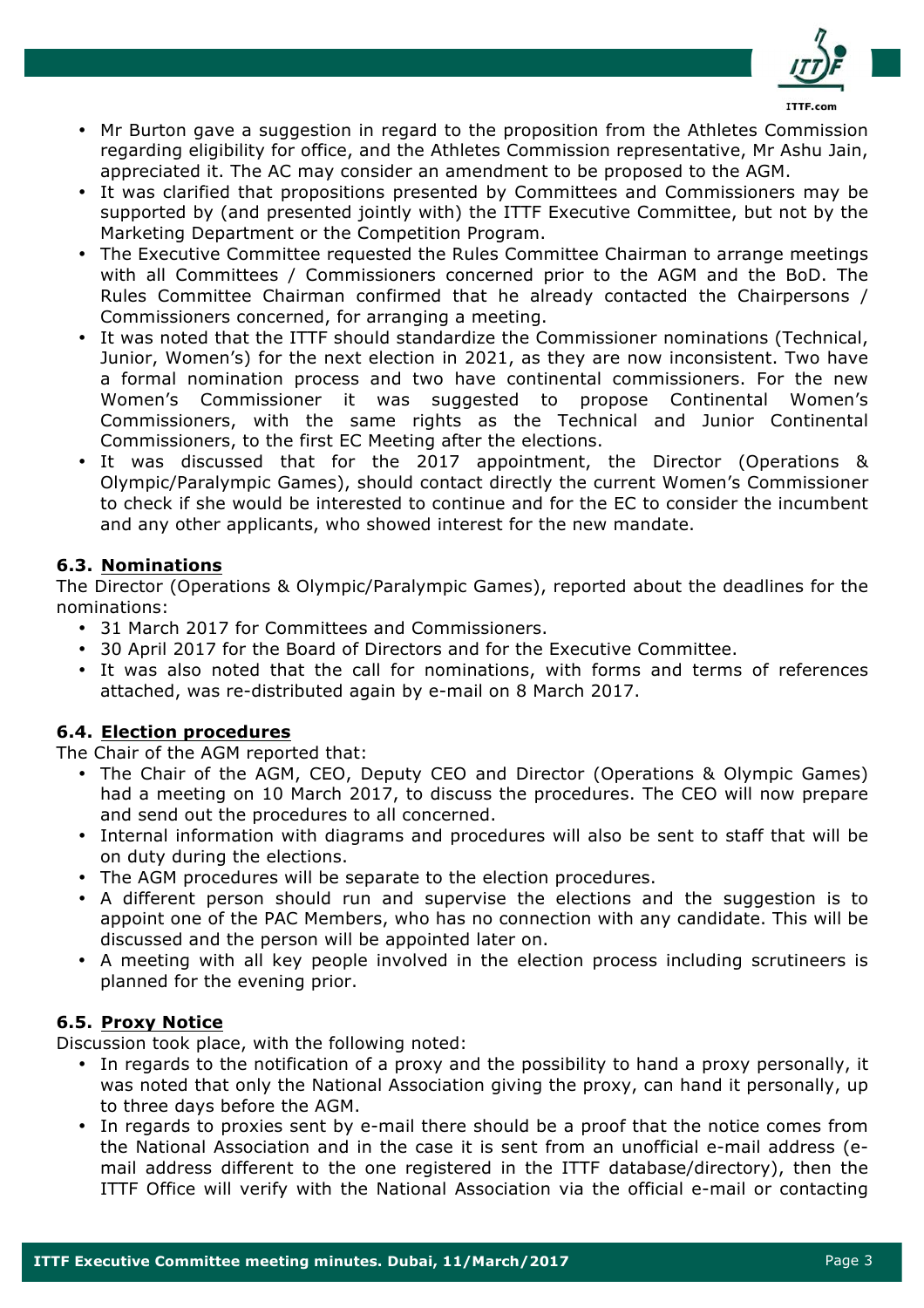- Mr Burton gave a suggestion in regard to the proposition from the Athletes Commission regarding eligibility for office, and the Athletes Commission representative, Mr Ashu Jain, appreciated it. The AC may consider an amendment to be proposed to the AGM.
- It was clarified that propositions presented by Committees and Commissioners may be supported by (and presented jointly with) the ITTF Executive Committee, but not by the Marketing Department or the Competition Program.
- The Executive Committee requested the Rules Committee Chairman to arrange meetings with all Committees / Commissioners concerned prior to the AGM and the BoD. The Rules Committee Chairman confirmed that he already contacted the Chairpersons / Commissioners concerned, for arranging a meeting.
- It was noted that the ITTF should standardize the Commissioner nominations (Technical, Junior, Women's) for the next election in 2021, as they are now inconsistent. Two have a formal nomination process and two have continental commissioners. For the new Women's Commissioner it was suggested to propose Continental Women's Commissioners, with the same rights as the Technical and Junior Continental Commissioners, to the first EC Meeting after the elections.
- It was discussed that for the 2017 appointment, the Director (Operations & Olympic/Paralympic Games), should contact directly the current Women's Commissioner to check if she would be interested to continue and for the EC to consider the incumbent and any other applicants, who showed interest for the new mandate.

### 6.3. Nominations

The Director (Operations & Olympic/Paralympic Games), reported about the deadlines for the nominations:

- 31 March 2017 for Committees and Commissioners.
- 30 April 2017 for the Board of Directors and for the Executive Committee.
- It was also noted that the call for nominations, with forms and terms of references attached, was re-distributed again by e-mail on 8 March 2017.

### 6.4. Election procedures

The Chair of the AGM reported that:

- The Chair of the AGM, CEO, Deputy CEO and Director (Operations & Olympic Games) had a meeting on 10 March 2017, to discuss the procedures. The CEO will now prepare and send out the procedures to all concerned.
- Internal information with diagrams and procedures will also be sent to staff that will be on duty during the elections.
- The AGM procedures will be separate to the election procedures.
- A different person should run and supervise the elections and the suggestion is to appoint one of the PAC Members, who has no connection with any candidate. This will be discussed and the person will be appointed later on.
- A meeting with all key people involved in the election process including scrutineers is planned for the evening prior.

### 6.5. Proxy Notice

Discussion took place, with the following noted:

- In regards to the notification of a proxy and the possibility to hand a proxy personally, it was noted that only the National Association giving the proxy, can hand it personally, up to three days before the AGM.
- In regards to proxies sent by e-mail there should be a proof that the notice comes from the National Association and in the case it is sent from an unofficial e-mail address (e-mail address different to the one registered in the ITTF database/directory), then the ITTF Office will verify with the National Association via the official e-mail or contacting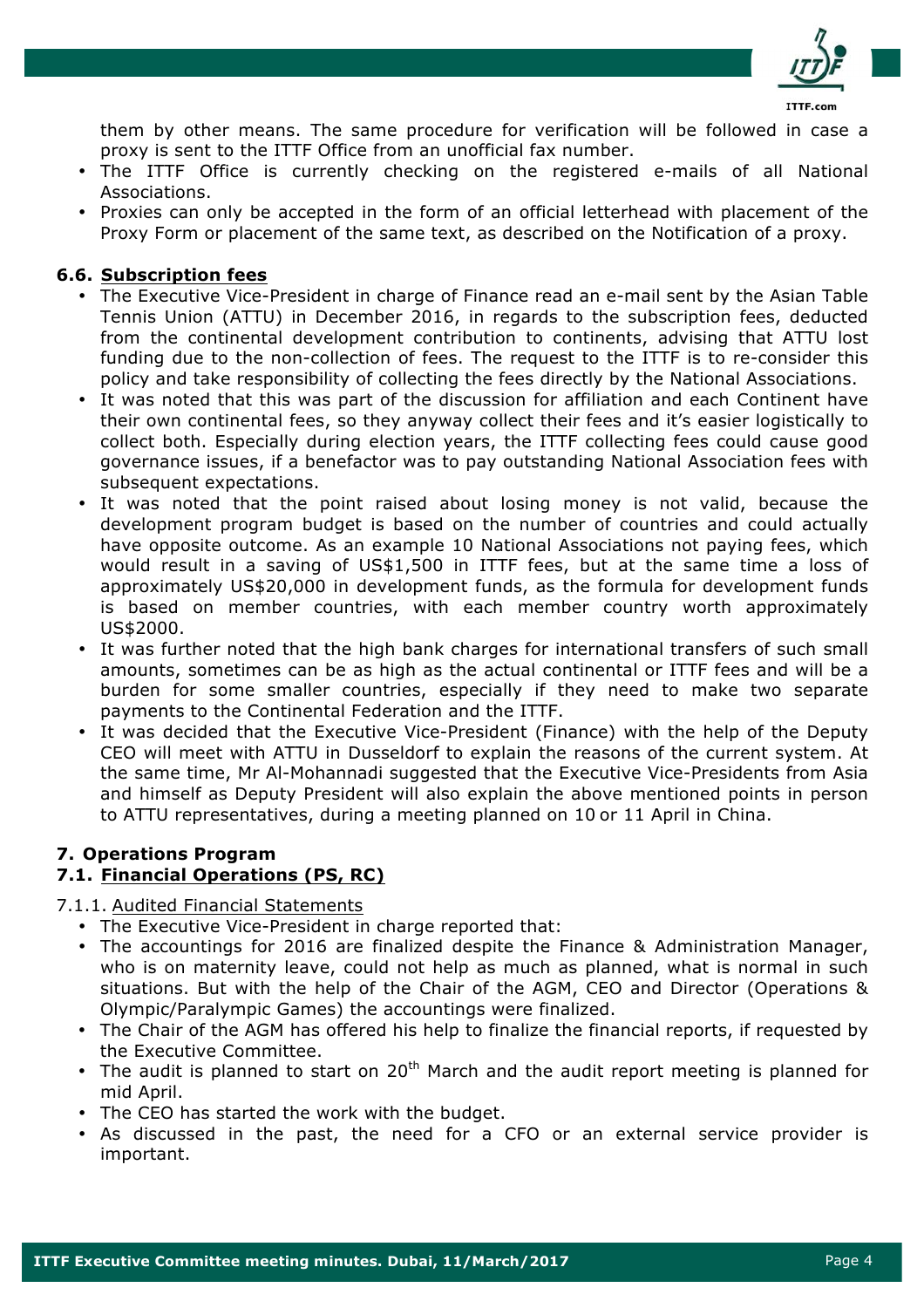them by other means. The same procedure for verification will be followed in case a proxy is sent to the ITTF Office from an unofficial fax number.

- The ITTF Office is currently checking on the registered e-mails of all National Associations.
- Proxies can only be accepted in the form of an official letterhead with placement of the Proxy Form or placement of the same text, as described on the Notification of a proxy.

### 6.6. Subscription fees

- The Executive Vice-President in charge of Finance read an e-mail sent by the Asian Table Tennis Union (ATTU) in December 2016, in regards to the subscription fees, deducted from the continental development contribution to continents, advising that ATTU lost funding due to the non-collection of fees. The request to the ITTF is to re-consider this policy and take responsibility of collecting the fees directly by the National Associations.
- It was noted that this was part of the discussion for affiliation and each Continent have their own continental fees, so they anyway collect their fees and it's easier logistically to collect both. Especially during election years, the ITTF collecting fees could cause good governance issues, if a benefactor was to pay outstanding National Association fees with subsequent expectations.
- It was noted that the point raised about losing money is not valid, because the development program budget is based on the number of countries and could actually have opposite outcome. As an example 10 National Associations not paying fees, which would result in a saving of US$1,500 in ITTF fees, but at the same time a loss of approximately US$20,000 in development funds, as the formula for development funds is based on member countries, with each member country worth approximately US$2000.
- It was further noted that the high bank charges for international transfers of such small amounts, sometimes can be as high as the actual continental or ITTF fees and will be a burden for some smaller countries, especially if they need to make two separate payments to the Continental Federation and the ITTF.
- It was decided that the Executive Vice-President (Finance) with the help of the Deputy CEO will meet with ATTU in Dusseldorf to explain the reasons of the current system. At the same time, Mr Al-Mohannadi suggested that the Executive Vice-Presidents from Asia and himself as Deputy President will also explain the above mentioned points in person to ATTU representatives, during a meeting planned on 10 or 11 April in China.

## 7. Operations Program

### 7.1. Financial Operations (PS, RC)

7.1.1. Audited Financial Statements

- The Executive Vice-President in charge reported that:
- The accountings for 2016 are finalized despite the Finance & Administration Manager, who is on maternity leave, could not help as much as planned, what is normal in such situations. But with the help of the Chair of the AGM, CEO and Director (Operations & Olympic/Paralympic Games) the accountings were finalized.
- The Chair of the AGM has offered his help to finalize the financial reports, if requested by the Executive Committee.
- The audit is planned to start on 20th March and the audit report meeting is planned for mid April.
- The CEO has started the work with the budget.
- As discussed in the past, the need for a CFO or an external service provider is important.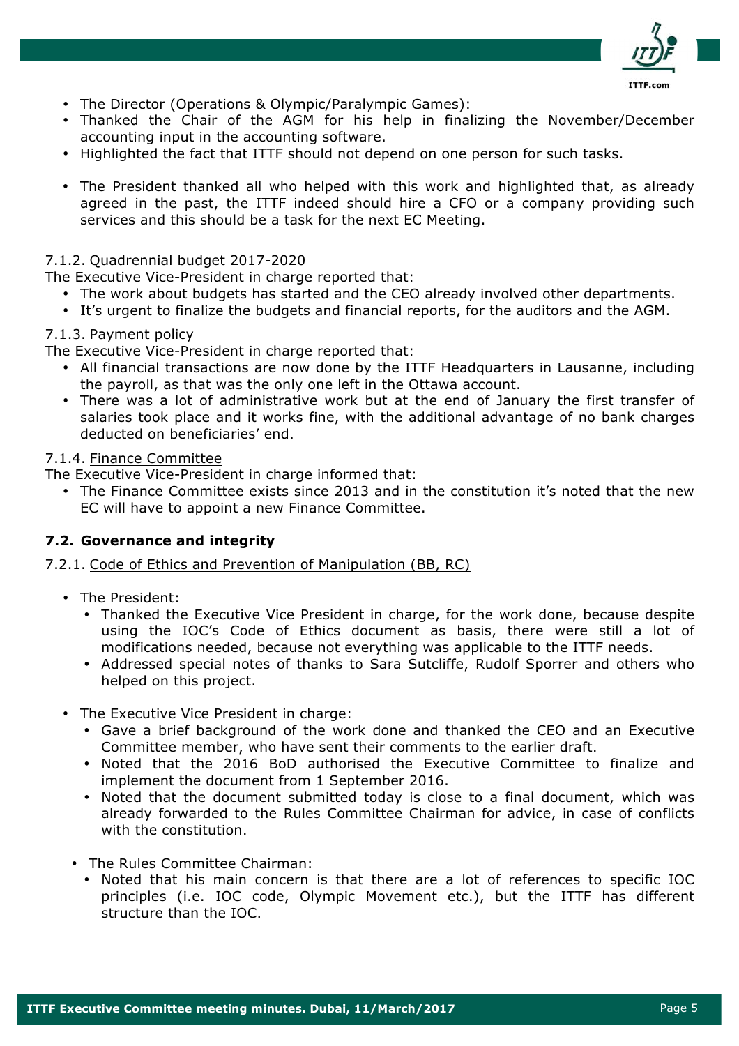- The Director (Operations & Olympic/Paralympic Games):
- Thanked the Chair of the AGM for his help in finalizing the November/December accounting input in the accounting software.
- Highlighted the fact that ITTF should not depend on one person for such tasks.

- The President thanked all who helped with this work and highlighted that, as already agreed in the past, the ITTF indeed should hire a CFO or a company providing such services and this should be a task for the next EC Meeting.

7.1.2. Quadrennial budget 2017-2020

The Executive Vice-President in charge reported that:

- The work about budgets has started and the CEO already involved other departments.
- It's urgent to finalize the budgets and financial reports, for the auditors and the AGM.

7.1.3. Payment policy

The Executive Vice-President in charge reported that:

- All financial transactions are now done by the ITTF Headquarters in Lausanne, including the payroll, as that was the only one left in the Ottawa account.
- There was a lot of administrative work but at the end of January the first transfer of salaries took place and it works fine, with the additional advantage of no bank charges deducted on beneficiaries' end.

7.1.4. Finance Committee

The Executive Vice-President in charge informed that:

- The Finance Committee exists since 2013 and in the constitution it's noted that the new EC will have to appoint a new Finance Committee.

### 7.2. Governance and integrity

7.2.1. Code of Ethics and Prevention of Manipulation (BB, RC)

- The President:
  - Thanked the Executive Vice President in charge, for the work done, because despite using the IOC's Code of Ethics document as basis, there were still a lot of modifications needed, because not everything was applicable to the ITTF needs.
  - Addressed special notes of thanks to Sara Sutcliffe, Rudolf Sporrer and others who helped on this project.

- The Executive Vice President in charge:
  - Gave a brief background of the work done and thanked the CEO and an Executive Committee member, who have sent their comments to the earlier draft.
  - Noted that the 2016 BoD authorised the Executive Committee to finalize and implement the document from 1 September 2016.
  - Noted that the document submitted today is close to a final document, which was already forwarded to the Rules Committee Chairman for advice, in case of conflicts with the constitution.

- The Rules Committee Chairman:
  - Noted that his main concern is that there are a lot of references to specific IOC principles (i.e. IOC code, Olympic Movement etc.), but the ITTF has different structure than the IOC.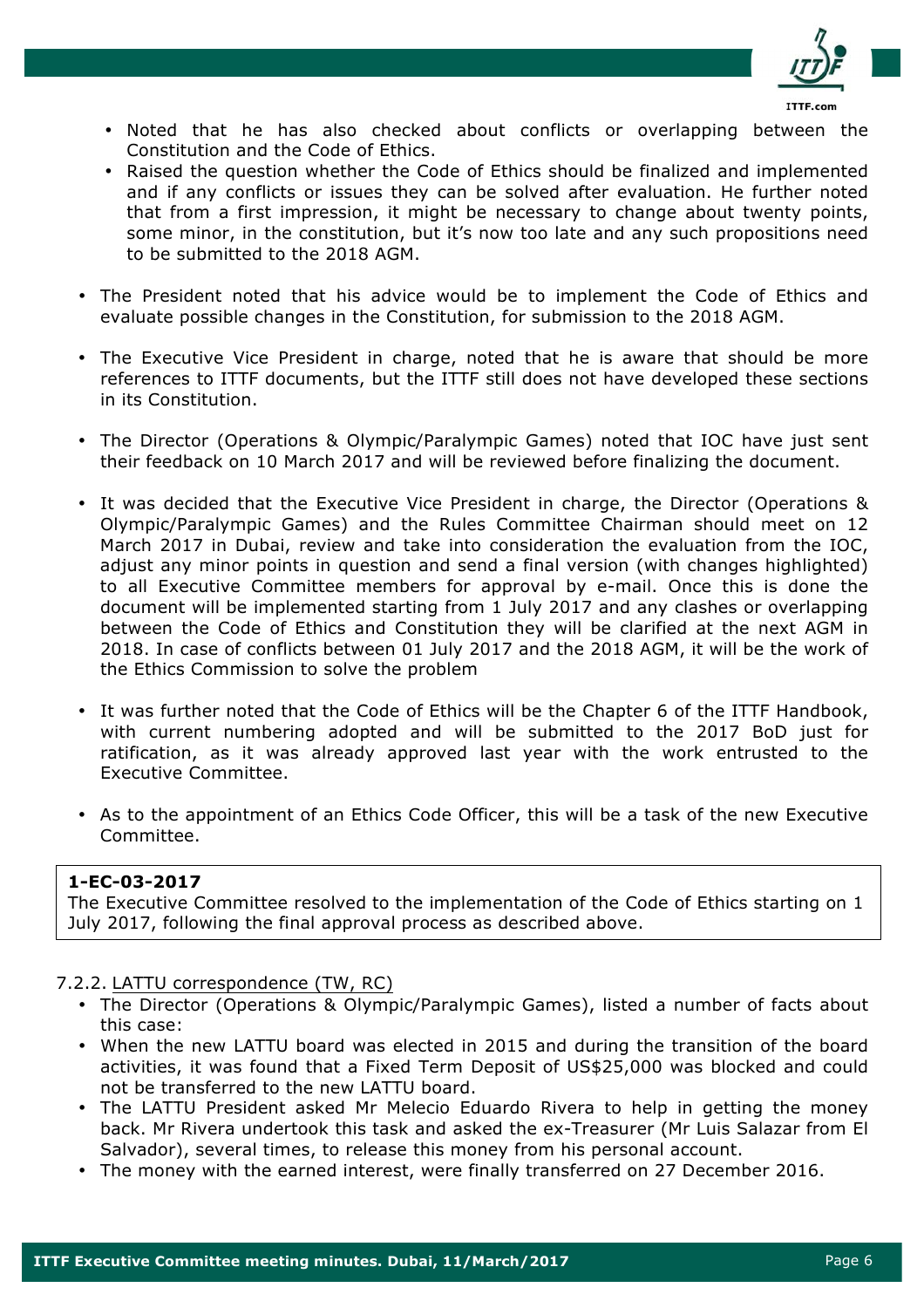- Noted that he has also checked about conflicts or overlapping between the Constitution and the Code of Ethics.
- Raised the question whether the Code of Ethics should be finalized and implemented and if any conflicts or issues they can be solved after evaluation. He further noted that from a first impression, it might be necessary to change about twenty points, some minor, in the constitution, but it's now too late and any such propositions need to be submitted to the 2018 AGM.

- The President noted that his advice would be to implement the Code of Ethics and evaluate possible changes in the Constitution, for submission to the 2018 AGM.

- The Executive Vice President in charge, noted that he is aware that should be more references to ITTF documents, but the ITTF still does not have developed these sections in its Constitution.

- The Director (Operations & Olympic/Paralympic Games) noted that IOC have just sent their feedback on 10 March 2017 and will be reviewed before finalizing the document.

- It was decided that the Executive Vice President in charge, the Director (Operations & Olympic/Paralympic Games) and the Rules Committee Chairman should meet on 12 March 2017 in Dubai, review and take into consideration the evaluation from the IOC, adjust any minor points in question and send a final version (with changes highlighted) to all Executive Committee members for approval by e-mail. Once this is done the document will be implemented starting from 1 July 2017 and any clashes or overlapping between the Code of Ethics and Constitution they will be clarified at the next AGM in 2018. In case of conflicts between 01 July 2017 and the 2018 AGM, it will be the work of the Ethics Commission to solve the problem

- It was further noted that the Code of Ethics will be the Chapter 6 of the ITTF Handbook, with current numbering adopted and will be submitted to the 2017 BoD just for ratification, as it was already approved last year with the work entrusted to the Executive Committee.

- As to the appointment of an Ethics Code Officer, this will be a task of the new Executive Committee.

**1-EC-03-2017**
The Executive Committee resolved to the implementation of the Code of Ethics starting on 1 July 2017, following the final approval process as described above.

7.2.2. LATTU correspondence (TW, RC)

- The Director (Operations & Olympic/Paralympic Games), listed a number of facts about this case:
- When the new LATTU board was elected in 2015 and during the transition of the board activities, it was found that a Fixed Term Deposit of US$25,000 was blocked and could not be transferred to the new LATTU board.
- The LATTU President asked Mr Melecio Eduardo Rivera to help in getting the money back. Mr Rivera undertook this task and asked the ex-Treasurer (Mr Luis Salazar from El Salvador), several times, to release this money from his personal account.
- The money with the earned interest, were finally transferred on 27 December 2016.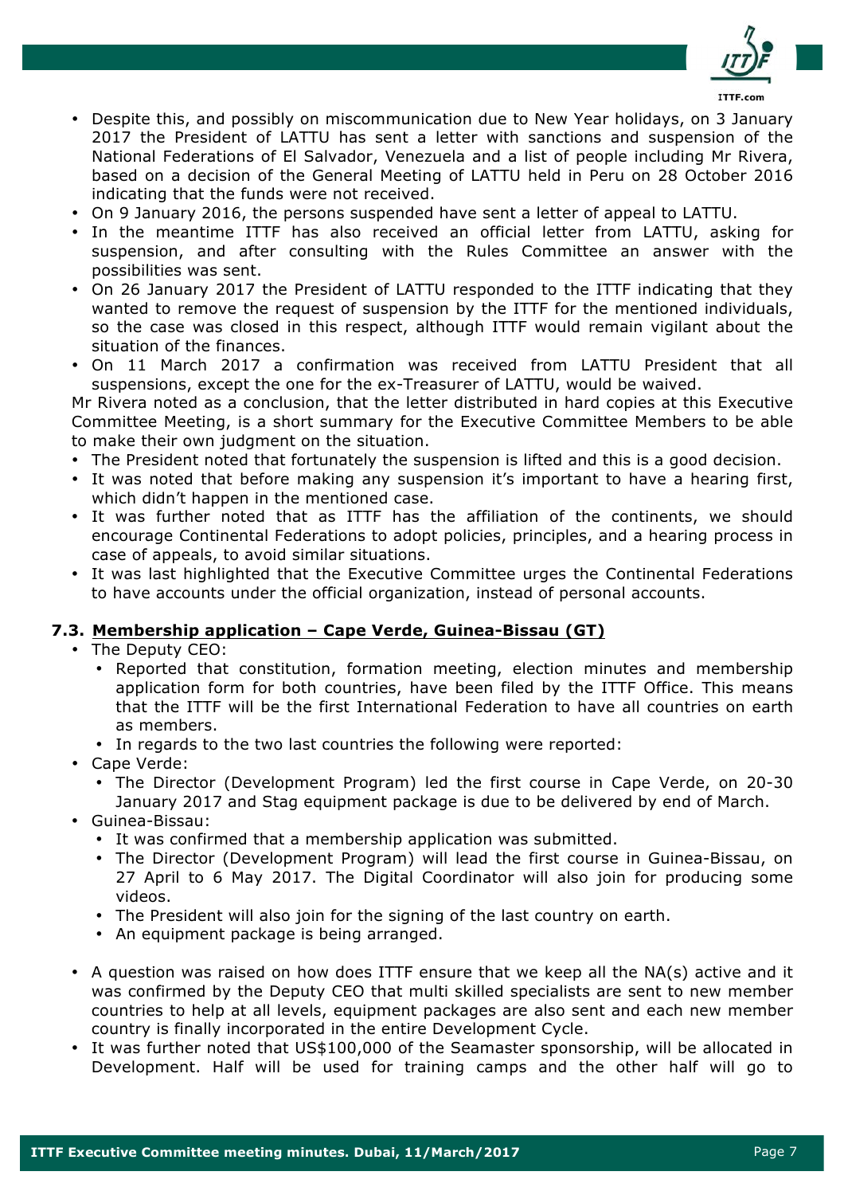- Despite this, and possibly on miscommunication due to New Year holidays, on 3 January 2017 the President of LATTU has sent a letter with sanctions and suspension of the National Federations of El Salvador, Venezuela and a list of people including Mr Rivera, based on a decision of the General Meeting of LATTU held in Peru on 28 October 2016 indicating that the funds were not received.
- On 9 January 2016, the persons suspended have sent a letter of appeal to LATTU.
- In the meantime ITTF has also received an official letter from LATTU, asking for suspension, and after consulting with the Rules Committee an answer with the possibilities was sent.
- On 26 January 2017 the President of LATTU responded to the ITTF indicating that they wanted to remove the request of suspension by the ITTF for the mentioned individuals, so the case was closed in this respect, although ITTF would remain vigilant about the situation of the finances.
- On 11 March 2017 a confirmation was received from LATTU President that all suspensions, except the one for the ex-Treasurer of LATTU, would be waived.

Mr Rivera noted as a conclusion, that the letter distributed in hard copies at this Executive Committee Meeting, is a short summary for the Executive Committee Members to be able to make their own judgment on the situation.

- The President noted that fortunately the suspension is lifted and this is a good decision.
- It was noted that before making any suspension it's important to have a hearing first, which didn't happen in the mentioned case.
- It was further noted that as ITTF has the affiliation of the continents, we should encourage Continental Federations to adopt policies, principles, and a hearing process in case of appeals, to avoid similar situations.
- It was last highlighted that the Executive Committee urges the Continental Federations to have accounts under the official organization, instead of personal accounts.

### 7.3. Membership application – Cape Verde, Guinea-Bissau (GT)

- The Deputy CEO:
  - Reported that constitution, formation meeting, election minutes and membership application form for both countries, have been filed by the ITTF Office. This means that the ITTF will be the first International Federation to have all countries on earth as members.
  - In regards to the two last countries the following were reported:
- Cape Verde:
  - The Director (Development Program) led the first course in Cape Verde, on 20-30 January 2017 and Stag equipment package is due to be delivered by end of March.
- Guinea-Bissau:
  - It was confirmed that a membership application was submitted.
  - The Director (Development Program) will lead the first course in Guinea-Bissau, on 27 April to 6 May 2017. The Digital Coordinator will also join for producing some videos.
  - The President will also join for the signing of the last country on earth.
  - An equipment package is being arranged.

- A question was raised on how does ITTF ensure that we keep all the NA(s) active and it was confirmed by the Deputy CEO that multi skilled specialists are sent to new member countries to help at all levels, equipment packages are also sent and each new member country is finally incorporated in the entire Development Cycle.
- It was further noted that US$100,000 of the Seamaster sponsorship, will be allocated in Development. Half will be used for training camps and the other half will go to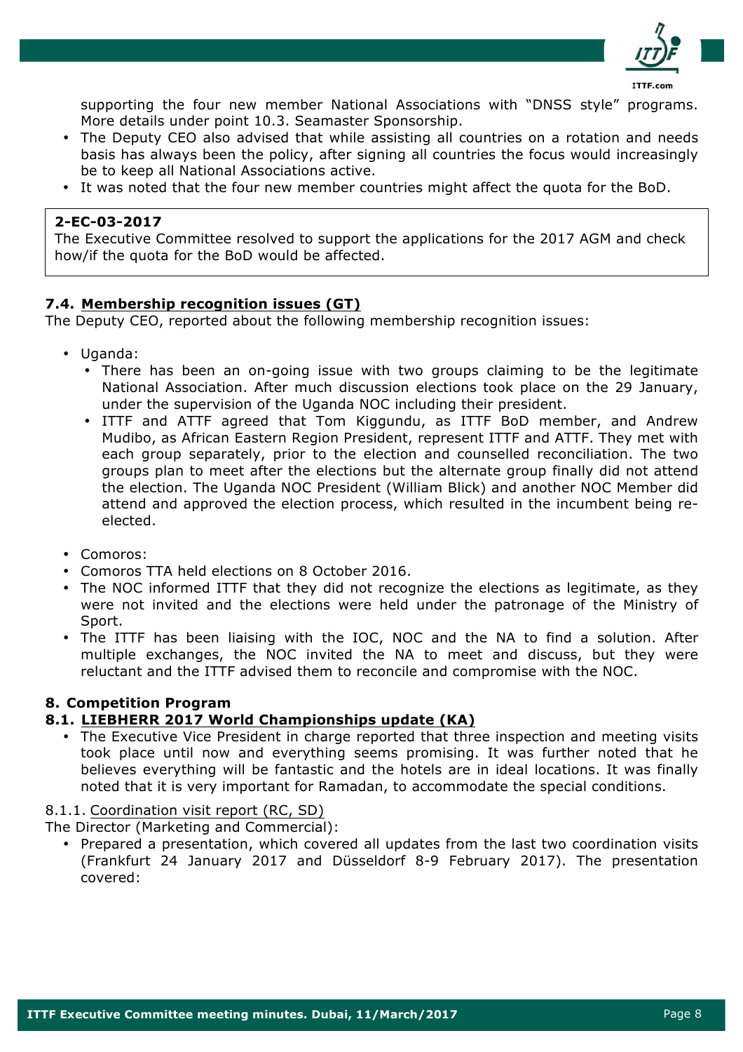supporting the four new member National Associations with "DNSS style" programs. More details under point 10.3. Seamaster Sponsorship.

- The Deputy CEO also advised that while assisting all countries on a rotation and needs basis has always been the policy, after signing all countries the focus would increasingly be to keep all National Associations active.
- It was noted that the four new member countries might affect the quota for the BoD.

> **2-EC-03-2017**
> The Executive Committee resolved to support the applications for the 2017 AGM and check how/if the quota for the BoD would be affected.

### 7.4. Membership recognition issues (GT)

The Deputy CEO, reported about the following membership recognition issues:

- Uganda:
  - There has been an on-going issue with two groups claiming to be the legitimate National Association. After much discussion elections took place on the 29 January, under the supervision of the Uganda NOC including their president.
  - ITTF and ATTF agreed that Tom Kiggundu, as ITTF BoD member, and Andrew Mudibo, as African Eastern Region President, represent ITTF and ATTF. They met with each group separately, prior to the election and counselled reconciliation. The two groups plan to meet after the elections but the alternate group finally did not attend the election. The Uganda NOC President (William Blick) and another NOC Member did attend and approved the election process, which resulted in the incumbent being re-elected.

- Comoros:
- Comoros TTA held elections on 8 October 2016.
- The NOC informed ITTF that they did not recognize the elections as legitimate, as they were not invited and the elections were held under the patronage of the Ministry of Sport.
- The ITTF has been liaising with the IOC, NOC and the NA to find a solution. After multiple exchanges, the NOC invited the NA to meet and discuss, but they were reluctant and the ITTF advised them to reconcile and compromise with the NOC.

## 8. Competition Program

### 8.1. LIEBHERR 2017 World Championships update (KA)

- The Executive Vice President in charge reported that three inspection and meeting visits took place until now and everything seems promising. It was further noted that he believes everything will be fantastic and the hotels are in ideal locations. It was finally noted that it is very important for Ramadan, to accommodate the special conditions.

#### 8.1.1. Coordination visit report (RC, SD)

The Director (Marketing and Commercial):

- Prepared a presentation, which covered all updates from the last two coordination visits (Frankfurt 24 January 2017 and Düsseldorf 8-9 February 2017). The presentation covered: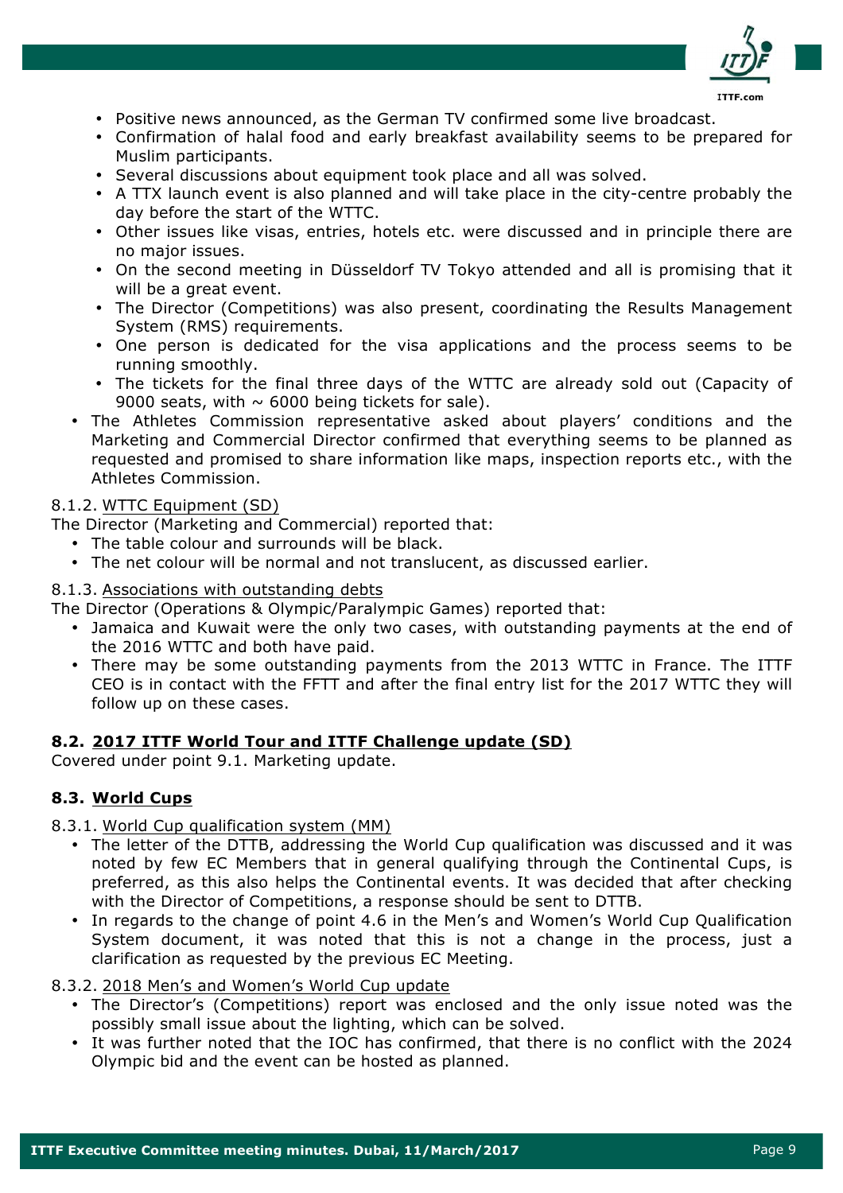- Positive news announced, as the German TV confirmed some live broadcast.
  - Confirmation of halal food and early breakfast availability seems to be prepared for Muslim participants.
  - Several discussions about equipment took place and all was solved.
  - A TTX launch event is also planned and will take place in the city-centre probably the day before the start of the WTTC.
  - Other issues like visas, entries, hotels etc. were discussed and in principle there are no major issues.
  - On the second meeting in Düsseldorf TV Tokyo attended and all is promising that it will be a great event.
  - The Director (Competitions) was also present, coordinating the Results Management System (RMS) requirements.
  - One person is dedicated for the visa applications and the process seems to be running smoothly.
  - The tickets for the final three days of the WTTC are already sold out (Capacity of 9000 seats, with ~ 6000 being tickets for sale).
- The Athletes Commission representative asked about players' conditions and the Marketing and Commercial Director confirmed that everything seems to be planned as requested and promised to share information like maps, inspection reports etc., with the Athletes Commission.

8.1.2. <u>WTTC Equipment (SD)</u>

The Director (Marketing and Commercial) reported that:

- The table colour and surrounds will be black.
- The net colour will be normal and not translucent, as discussed earlier.

8.1.3. <u>Associations with outstanding debts</u>

The Director (Operations & Olympic/Paralympic Games) reported that:

- Jamaica and Kuwait were the only two cases, with outstanding payments at the end of the 2016 WTTC and both have paid.
- There may be some outstanding payments from the 2013 WTTC in France. The ITTF CEO is in contact with the FFTT and after the final entry list for the 2017 WTTC they will follow up on these cases.

### 8.2. <u>2017 ITTF World Tour and ITTF Challenge update (SD)</u>

Covered under point 9.1. Marketing update.

### 8.3. <u>World Cups</u>

8.3.1. <u>World Cup qualification system (MM)</u>

- The letter of the DTTB, addressing the World Cup qualification was discussed and it was noted by few EC Members that in general qualifying through the Continental Cups, is preferred, as this also helps the Continental events. It was decided that after checking with the Director of Competitions, a response should be sent to DTTB.
- In regards to the change of point 4.6 in the Men's and Women's World Cup Qualification System document, it was noted that this is not a change in the process, just a clarification as requested by the previous EC Meeting.

8.3.2. <u>2018 Men's and Women's World Cup update</u>

- The Director's (Competitions) report was enclosed and the only issue noted was the possibly small issue about the lighting, which can be solved.
- It was further noted that the IOC has confirmed, that there is no conflict with the 2024 Olympic bid and the event can be hosted as planned.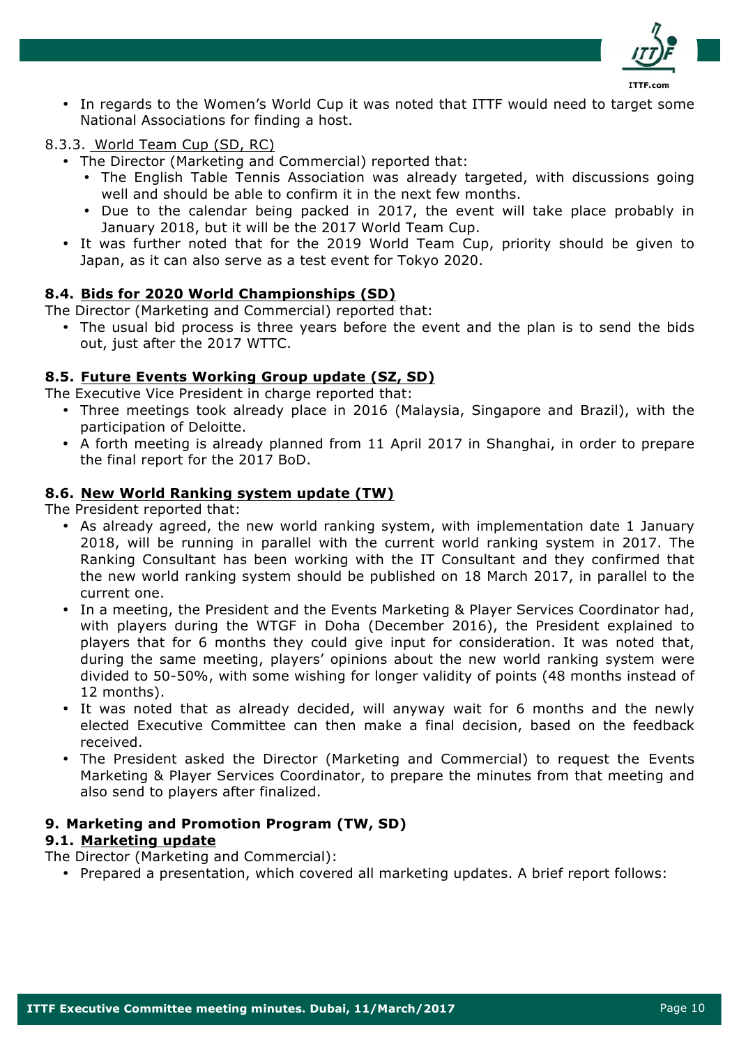- In regards to the Women's World Cup it was noted that ITTF would need to target some National Associations for finding a host.

8.3.3. <u>World Team Cup (SD, RC)</u>

- The Director (Marketing and Commercial) reported that:
  - The English Table Tennis Association was already targeted, with discussions going well and should be able to confirm it in the next few months.
  - Due to the calendar being packed in 2017, the event will take place probably in January 2018, but it will be the 2017 World Team Cup.
- It was further noted that for the 2019 World Team Cup, priority should be given to Japan, as it can also serve as a test event for Tokyo 2020.

### 8.4. <u>Bids for 2020 World Championships (SD)</u>

The Director (Marketing and Commercial) reported that:

- The usual bid process is three years before the event and the plan is to send the bids out, just after the 2017 WTTC.

### 8.5. <u>Future Events Working Group update (SZ, SD)</u>

The Executive Vice President in charge reported that:

- Three meetings took already place in 2016 (Malaysia, Singapore and Brazil), with the participation of Deloitte.
- A forth meeting is already planned from 11 April 2017 in Shanghai, in order to prepare the final report for the 2017 BoD.

### 8.6. <u>New World Ranking system update (TW)</u>

The President reported that:

- As already agreed, the new world ranking system, with implementation date 1 January 2018, will be running in parallel with the current world ranking system in 2017. The Ranking Consultant has been working with the IT Consultant and they confirmed that the new world ranking system should be published on 18 March 2017, in parallel to the current one.
- In a meeting, the President and the Events Marketing & Player Services Coordinator had, with players during the WTGF in Doha (December 2016), the President explained to players that for 6 months they could give input for consideration. It was noted that, during the same meeting, players' opinions about the new world ranking system were divided to 50-50%, with some wishing for longer validity of points (48 months instead of 12 months).
- It was noted that as already decided, will anyway wait for 6 months and the newly elected Executive Committee can then make a final decision, based on the feedback received.
- The President asked the Director (Marketing and Commercial) to request the Events Marketing & Player Services Coordinator, to prepare the minutes from that meeting and also send to players after finalized.

## 9. Marketing and Promotion Program (TW, SD)

### 9.1. <u>Marketing update</u>

The Director (Marketing and Commercial):

- Prepared a presentation, which covered all marketing updates. A brief report follows: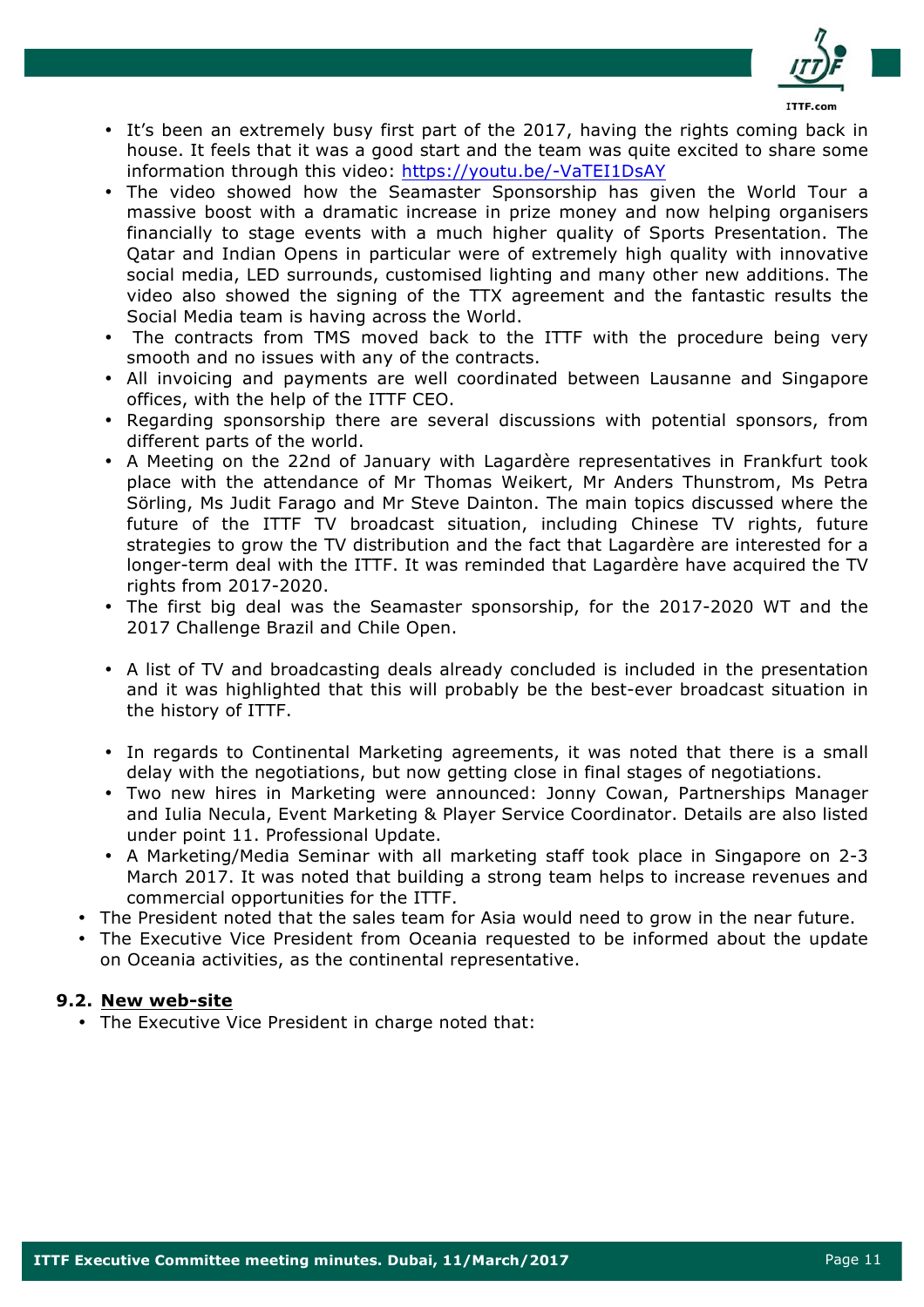- It's been an extremely busy first part of the 2017, having the rights coming back in house. It feels that it was a good start and the team was quite excited to share some information through this video: https://youtu.be/-VaTEI1DsAY
  - The video showed how the Seamaster Sponsorship has given the World Tour a massive boost with a dramatic increase in prize money and now helping organisers financially to stage events with a much higher quality of Sports Presentation. The Qatar and Indian Opens in particular were of extremely high quality with innovative social media, LED surrounds, customised lighting and many other new additions. The video also showed the signing of the TTX agreement and the fantastic results the Social Media team is having across the World.
  - The contracts from TMS moved back to the ITTF with the procedure being very smooth and no issues with any of the contracts.
  - All invoicing and payments are well coordinated between Lausanne and Singapore offices, with the help of the ITTF CEO.
  - Regarding sponsorship there are several discussions with potential sponsors, from different parts of the world.
  - A Meeting on the 22nd of January with Lagardère representatives in Frankfurt took place with the attendance of Mr Thomas Weikert, Mr Anders Thunstrom, Ms Petra Sörling, Ms Judit Farago and Mr Steve Dainton. The main topics discussed where the future of the ITTF TV broadcast situation, including Chinese TV rights, future strategies to grow the TV distribution and the fact that Lagardère are interested for a longer-term deal with the ITTF. It was reminded that Lagardère have acquired the TV rights from 2017-2020.
  - The first big deal was the Seamaster sponsorship, for the 2017-2020 WT and the 2017 Challenge Brazil and Chile Open.
  - A list of TV and broadcasting deals already concluded is included in the presentation and it was highlighted that this will probably be the best-ever broadcast situation in the history of ITTF.
  - In regards to Continental Marketing agreements, it was noted that there is a small delay with the negotiations, but now getting close in final stages of negotiations.
  - Two new hires in Marketing were announced: Jonny Cowan, Partnerships Manager and Iulia Necula, Event Marketing & Player Service Coordinator. Details are also listed under point 11. Professional Update.
  - A Marketing/Media Seminar with all marketing staff took place in Singapore on 2-3 March 2017. It was noted that building a strong team helps to increase revenues and commercial opportunities for the ITTF.
- The President noted that the sales team for Asia would need to grow in the near future.
- The Executive Vice President from Oceania requested to be informed about the update on Oceania activities, as the continental representative.

### 9.2. <u>New web-site</u>

- The Executive Vice President in charge noted that: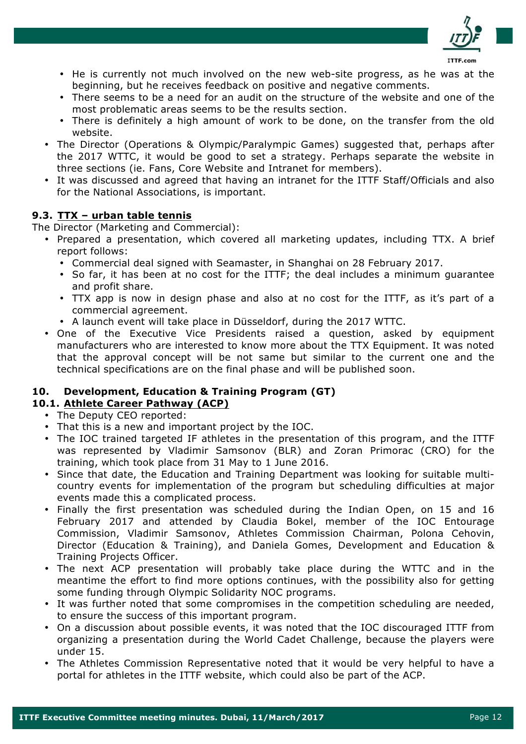- He is currently not much involved on the new web-site progress, as he was at the beginning, but he receives feedback on positive and negative comments.
  - There seems to be a need for an audit on the structure of the website and one of the most problematic areas seems to be the results section.
  - There is definitely a high amount of work to be done, on the transfer from the old website.
- The Director (Operations & Olympic/Paralympic Games) suggested that, perhaps after the 2017 WTTC, it would be good to set a strategy. Perhaps separate the website in three sections (ie. Fans, Core Website and Intranet for members).
- It was discussed and agreed that having an intranet for the ITTF Staff/Officials and also for the National Associations, is important.

### 9.3. <u>TTX – urban table tennis</u>

The Director (Marketing and Commercial):

- Prepared a presentation, which covered all marketing updates, including TTX. A brief report follows:
  - Commercial deal signed with Seamaster, in Shanghai on 28 February 2017.
  - So far, it has been at no cost for the ITTF; the deal includes a minimum guarantee and profit share.
  - TTX app is now in design phase and also at no cost for the ITTF, as it's part of a commercial agreement.
  - A launch event will take place in Düsseldorf, during the 2017 WTTC.
- One of the Executive Vice Presidents raised a question, asked by equipment manufacturers who are interested to know more about the TTX Equipment. It was noted that the approval concept will be not same but similar to the current one and the technical specifications are on the final phase and will be published soon.

## 10. Development, Education & Training Program (GT)

### 10.1. <u>Athlete Career Pathway (ACP)</u>

- The Deputy CEO reported:
- That this is a new and important project by the IOC.
- The IOC trained targeted IF athletes in the presentation of this program, and the ITTF was represented by Vladimir Samsonov (BLR) and Zoran Primorac (CRO) for the training, which took place from 31 May to 1 June 2016.
- Since that date, the Education and Training Department was looking for suitable multi-country events for implementation of the program but scheduling difficulties at major events made this a complicated process.
- Finally the first presentation was scheduled during the Indian Open, on 15 and 16 February 2017 and attended by Claudia Bokel, member of the IOC Entourage Commission, Vladimir Samsonov, Athletes Commission Chairman, Polona Cehovin, Director (Education & Training), and Daniela Gomes, Development and Education & Training Projects Officer.
- The next ACP presentation will probably take place during the WTTC and in the meantime the effort to find more options continues, with the possibility also for getting some funding through Olympic Solidarity NOC programs.
- It was further noted that some compromises in the competition scheduling are needed, to ensure the success of this important program.
- On a discussion about possible events, it was noted that the IOC discouraged ITTF from organizing a presentation during the World Cadet Challenge, because the players were under 15.
- The Athletes Commission Representative noted that it would be very helpful to have a portal for athletes in the ITTF website, which could also be part of the ACP.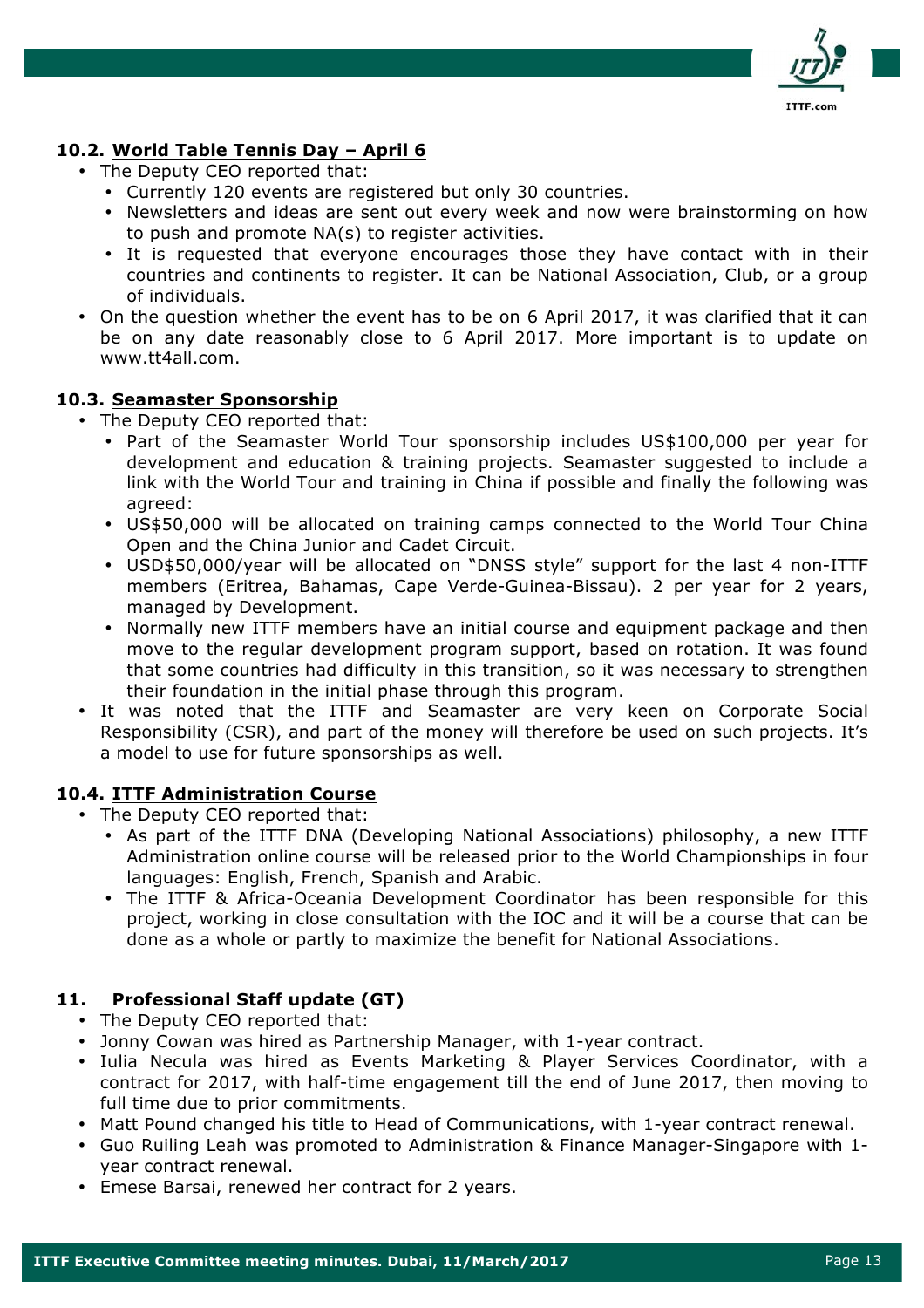### 10.2. World Table Tennis Day – April 6

- The Deputy CEO reported that:
  - Currently 120 events are registered but only 30 countries.
  - Newsletters and ideas are sent out every week and now were brainstorming on how to push and promote NA(s) to register activities.
  - It is requested that everyone encourages those they have contact with in their countries and continents to register. It can be National Association, Club, or a group of individuals.
- On the question whether the event has to be on 6 April 2017, it was clarified that it can be on any date reasonably close to 6 April 2017. More important is to update on www.tt4all.com.

### 10.3. Seamaster Sponsorship

- The Deputy CEO reported that:
  - Part of the Seamaster World Tour sponsorship includes US$100,000 per year for development and education & training projects. Seamaster suggested to include a link with the World Tour and training in China if possible and finally the following was agreed:
  - US$50,000 will be allocated on training camps connected to the World Tour China Open and the China Junior and Cadet Circuit.
  - USD$50,000/year will be allocated on "DNSS style" support for the last 4 non-ITTF members (Eritrea, Bahamas, Cape Verde-Guinea-Bissau). 2 per year for 2 years, managed by Development.
  - Normally new ITTF members have an initial course and equipment package and then move to the regular development program support, based on rotation. It was found that some countries had difficulty in this transition, so it was necessary to strengthen their foundation in the initial phase through this program.
- It was noted that the ITTF and Seamaster are very keen on Corporate Social Responsibility (CSR), and part of the money will therefore be used on such projects. It's a model to use for future sponsorships as well.

### 10.4. ITTF Administration Course

- The Deputy CEO reported that:
  - As part of the ITTF DNA (Developing National Associations) philosophy, a new ITTF Administration online course will be released prior to the World Championships in four languages: English, French, Spanish and Arabic.
  - The ITTF & Africa-Oceania Development Coordinator has been responsible for this project, working in close consultation with the IOC and it will be a course that can be done as a whole or partly to maximize the benefit for National Associations.

## 11. Professional Staff update (GT)

- The Deputy CEO reported that:
- Jonny Cowan was hired as Partnership Manager, with 1-year contract.
- Iulia Necula was hired as Events Marketing & Player Services Coordinator, with a contract for 2017, with half-time engagement till the end of June 2017, then moving to full time due to prior commitments.
- Matt Pound changed his title to Head of Communications, with 1-year contract renewal.
- Guo Ruiling Leah was promoted to Administration & Finance Manager-Singapore with 1-year contract renewal.
- Emese Barsai, renewed her contract for 2 years.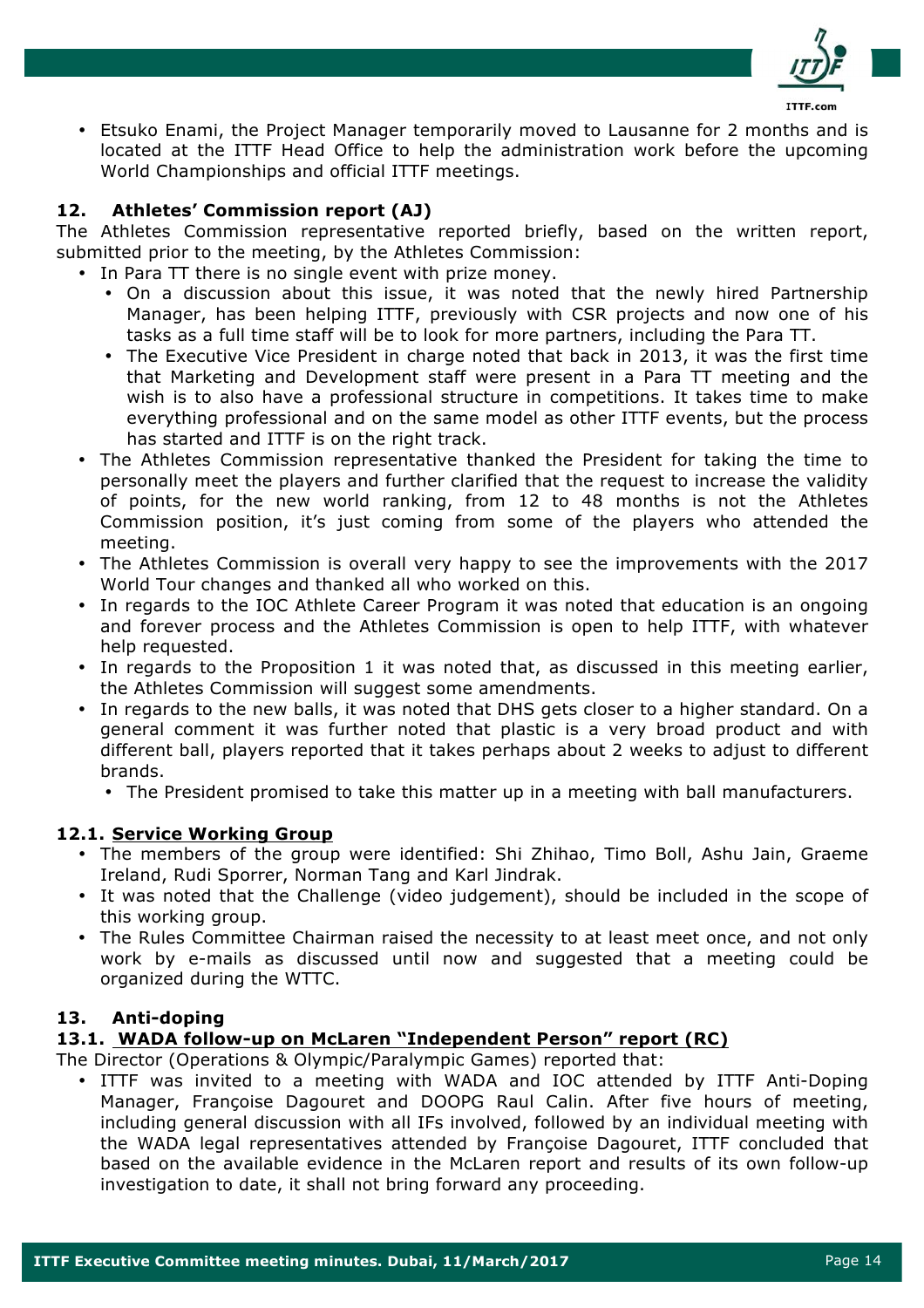- Etsuko Enami, the Project Manager temporarily moved to Lausanne for 2 months and is located at the ITTF Head Office to help the administration work before the upcoming World Championships and official ITTF meetings.

## 12. Athletes' Commission report (AJ)

The Athletes Commission representative reported briefly, based on the written report, submitted prior to the meeting, by the Athletes Commission:

- In Para TT there is no single event with prize money.
  - On a discussion about this issue, it was noted that the newly hired Partnership Manager, has been helping ITTF, previously with CSR projects and now one of his tasks as a full time staff will be to look for more partners, including the Para TT.
  - The Executive Vice President in charge noted that back in 2013, it was the first time that Marketing and Development staff were present in a Para TT meeting and the wish is to also have a professional structure in competitions. It takes time to make everything professional and on the same model as other ITTF events, but the process has started and ITTF is on the right track.
- The Athletes Commission representative thanked the President for taking the time to personally meet the players and further clarified that the request to increase the validity of points, for the new world ranking, from 12 to 48 months is not the Athletes Commission position, it's just coming from some of the players who attended the meeting.
- The Athletes Commission is overall very happy to see the improvements with the 2017 World Tour changes and thanked all who worked on this.
- In regards to the IOC Athlete Career Program it was noted that education is an ongoing and forever process and the Athletes Commission is open to help ITTF, with whatever help requested.
- In regards to the Proposition 1 it was noted that, as discussed in this meeting earlier, the Athletes Commission will suggest some amendments.
- In regards to the new balls, it was noted that DHS gets closer to a higher standard. On a general comment it was further noted that plastic is a very broad product and with different ball, players reported that it takes perhaps about 2 weeks to adjust to different brands.
  - The President promised to take this matter up in a meeting with ball manufacturers.

### 12.1. Service Working Group

- The members of the group were identified: Shi Zhihao, Timo Boll, Ashu Jain, Graeme Ireland, Rudi Sporrer, Norman Tang and Karl Jindrak.
- It was noted that the Challenge (video judgement), should be included in the scope of this working group.
- The Rules Committee Chairman raised the necessity to at least meet once, and not only work by e-mails as discussed until now and suggested that a meeting could be organized during the WTTC.

## 13. Anti-doping

### 13.1. WADA follow-up on McLaren "Independent Person" report (RC)

The Director (Operations & Olympic/Paralympic Games) reported that:

- ITTF was invited to a meeting with WADA and IOC attended by ITTF Anti-Doping Manager, Françoise Dagouret and DOOPG Raul Calin. After five hours of meeting, including general discussion with all IFs involved, followed by an individual meeting with the WADA legal representatives attended by Françoise Dagouret, ITTF concluded that based on the available evidence in the McLaren report and results of its own follow-up investigation to date, it shall not bring forward any proceeding.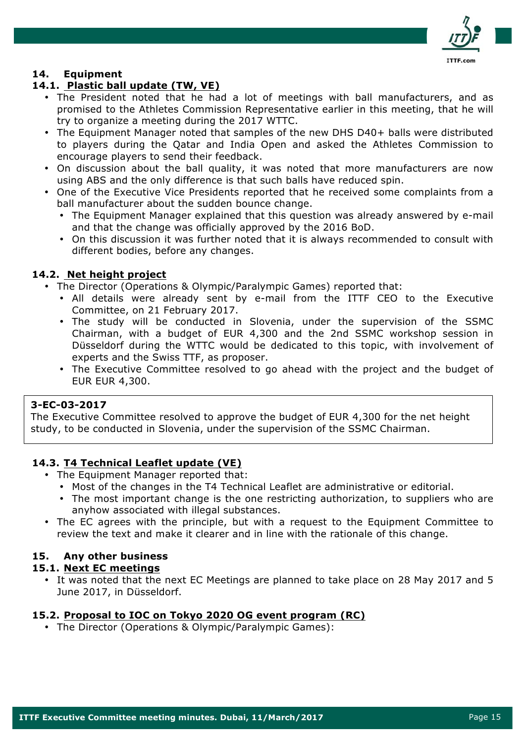## 14. Equipment

### 14.1. Plastic ball update (TW, VE)

- The President noted that he had a lot of meetings with ball manufacturers, and as promised to the Athletes Commission Representative earlier in this meeting, that he will try to organize a meeting during the 2017 WTTC.
- The Equipment Manager noted that samples of the new DHS D40+ balls were distributed to players during the Qatar and India Open and asked the Athletes Commission to encourage players to send their feedback.
- On discussion about the ball quality, it was noted that more manufacturers are now using ABS and the only difference is that such balls have reduced spin.
- One of the Executive Vice Presidents reported that he received some complaints from a ball manufacturer about the sudden bounce change.
  - The Equipment Manager explained that this question was already answered by e-mail and that the change was officially approved by the 2016 BoD.
  - On this discussion it was further noted that it is always recommended to consult with different bodies, before any changes.

### 14.2. Net height project

- The Director (Operations & Olympic/Paralympic Games) reported that:
  - All details were already sent by e-mail from the ITTF CEO to the Executive Committee, on 21 February 2017.
  - The study will be conducted in Slovenia, under the supervision of the SSMC Chairman, with a budget of EUR 4,300 and the 2nd SSMC workshop session in Düsseldorf during the WTTC would be dedicated to this topic, with involvement of experts and the Swiss TTF, as proposer.
  - The Executive Committee resolved to go ahead with the project and the budget of EUR EUR 4,300.

> **3-EC-03-2017**
> The Executive Committee resolved to approve the budget of EUR 4,300 for the net height study, to be conducted in Slovenia, under the supervision of the SSMC Chairman.

### 14.3. T4 Technical Leaflet update (VE)

- The Equipment Manager reported that:
  - Most of the changes in the T4 Technical Leaflet are administrative or editorial.
  - The most important change is the one restricting authorization, to suppliers who are anyhow associated with illegal substances.
- The EC agrees with the principle, but with a request to the Equipment Committee to review the text and make it clearer and in line with the rationale of this change.

## 15. Any other business

### 15.1. Next EC meetings

- It was noted that the next EC Meetings are planned to take place on 28 May 2017 and 5 June 2017, in Düsseldorf.

### 15.2. Proposal to IOC on Tokyo 2020 OG event program (RC)

- The Director (Operations & Olympic/Paralympic Games):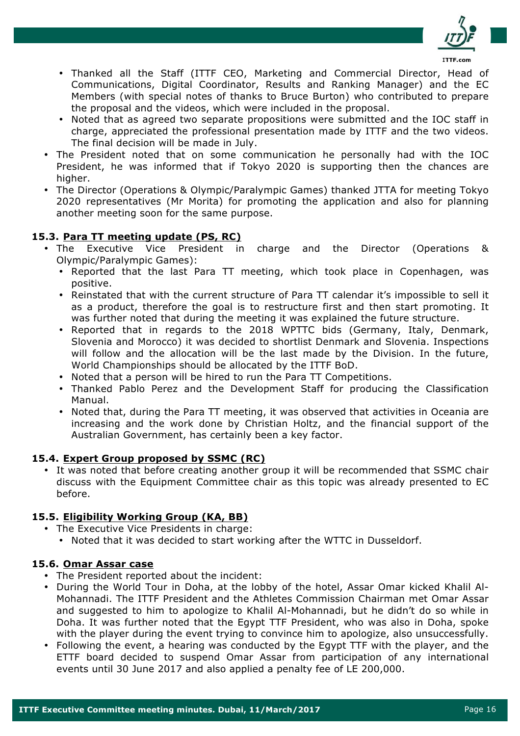- Thanked all the Staff (ITTF CEO, Marketing and Commercial Director, Head of Communications, Digital Coordinator, Results and Ranking Manager) and the EC Members (with special notes of thanks to Bruce Burton) who contributed to prepare the proposal and the videos, which were included in the proposal.
  - Noted that as agreed two separate propositions were submitted and the IOC staff in charge, appreciated the professional presentation made by ITTF and the two videos. The final decision will be made in July.
- The President noted that on some communication he personally had with the IOC President, he was informed that if Tokyo 2020 is supporting then the chances are higher.
- The Director (Operations & Olympic/Paralympic Games) thanked JTTA for meeting Tokyo 2020 representatives (Mr Morita) for promoting the application and also for planning another meeting soon for the same purpose.

### 15.3. Para TT meeting update (PS, RC)

- The Executive Vice President in charge and the Director (Operations & Olympic/Paralympic Games):
  - Reported that the last Para TT meeting, which took place in Copenhagen, was positive.
  - Reinstated that with the current structure of Para TT calendar it's impossible to sell it as a product, therefore the goal is to restructure first and then start promoting. It was further noted that during the meeting it was explained the future structure.
  - Reported that in regards to the 2018 WPTTC bids (Germany, Italy, Denmark, Slovenia and Morocco) it was decided to shortlist Denmark and Slovenia. Inspections will follow and the allocation will be the last made by the Division. In the future, World Championships should be allocated by the ITTF BoD.
  - Noted that a person will be hired to run the Para TT Competitions.
  - Thanked Pablo Perez and the Development Staff for producing the Classification Manual.
  - Noted that, during the Para TT meeting, it was observed that activities in Oceania are increasing and the work done by Christian Holtz, and the financial support of the Australian Government, has certainly been a key factor.

### 15.4. Expert Group proposed by SSMC (RC)

- It was noted that before creating another group it will be recommended that SSMC chair discuss with the Equipment Committee chair as this topic was already presented to EC before.

### 15.5. Eligibility Working Group (KA, BB)

- The Executive Vice Presidents in charge:
  - Noted that it was decided to start working after the WTTC in Dusseldorf.

### 15.6. Omar Assar case

- The President reported about the incident:
- During the World Tour in Doha, at the lobby of the hotel, Assar Omar kicked Khalil Al-Mohannadi. The ITTF President and the Athletes Commission Chairman met Omar Assar and suggested to him to apologize to Khalil Al-Mohannadi, but he didn't do so while in Doha. It was further noted that the Egypt TTF President, who was also in Doha, spoke with the player during the event trying to convince him to apologize, also unsuccessfully.
- Following the event, a hearing was conducted by the Egypt TTF with the player, and the ETTF board decided to suspend Omar Assar from participation of any international events until 30 June 2017 and also applied a penalty fee of LE 200,000.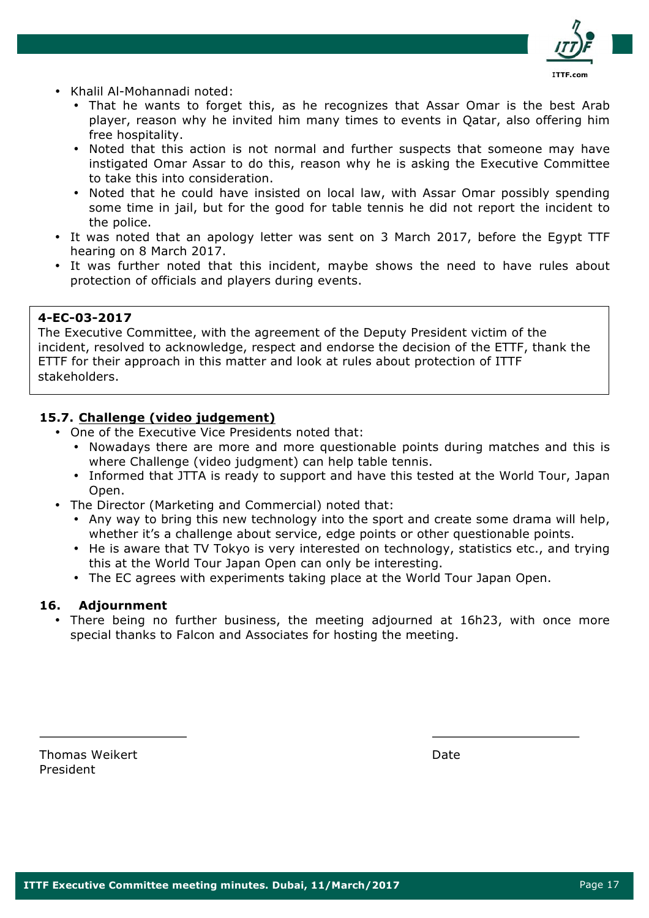- Khalil Al-Mohannadi noted:
  - That he wants to forget this, as he recognizes that Assar Omar is the best Arab player, reason why he invited him many times to events in Qatar, also offering him free hospitality.
  - Noted that this action is not normal and further suspects that someone may have instigated Omar Assar to do this, reason why he is asking the Executive Committee to take this into consideration.
  - Noted that he could have insisted on local law, with Assar Omar possibly spending some time in jail, but for the good for table tennis he did not report the incident to the police.
- It was noted that an apology letter was sent on 3 March 2017, before the Egypt TTF hearing on 8 March 2017.
- It was further noted that this incident, maybe shows the need to have rules about protection of officials and players during events.

**4-EC-03-2017**
The Executive Committee, with the agreement of the Deputy President victim of the incident, resolved to acknowledge, respect and endorse the decision of the ETTF, thank the ETTF for their approach in this matter and look at rules about protection of ITTF stakeholders.

### 15.7. Challenge (video judgement)

- One of the Executive Vice Presidents noted that:
  - Nowadays there are more and more questionable points during matches and this is where Challenge (video judgment) can help table tennis.
  - Informed that JTTA is ready to support and have this tested at the World Tour, Japan Open.
- The Director (Marketing and Commercial) noted that:
  - Any way to bring this new technology into the sport and create some drama will help, whether it's a challenge about service, edge points or other questionable points.
  - He is aware that TV Tokyo is very interested on technology, statistics etc., and trying this at the World Tour Japan Open can only be interesting.
  - The EC agrees with experiments taking place at the World Tour Japan Open.

### 16. Adjournment

- There being no further business, the meeting adjourned at 16h23, with once more special thanks to Falcon and Associates for hosting the meeting.

\_\_\_\_\_\_\_\_\_\_\_\_\_\_\_\_\_\_\_\_

Thomas Weikert
President

\_\_\_\_\_\_\_\_\_\_\_\_\_\_\_\_\_\_\_\_

Date